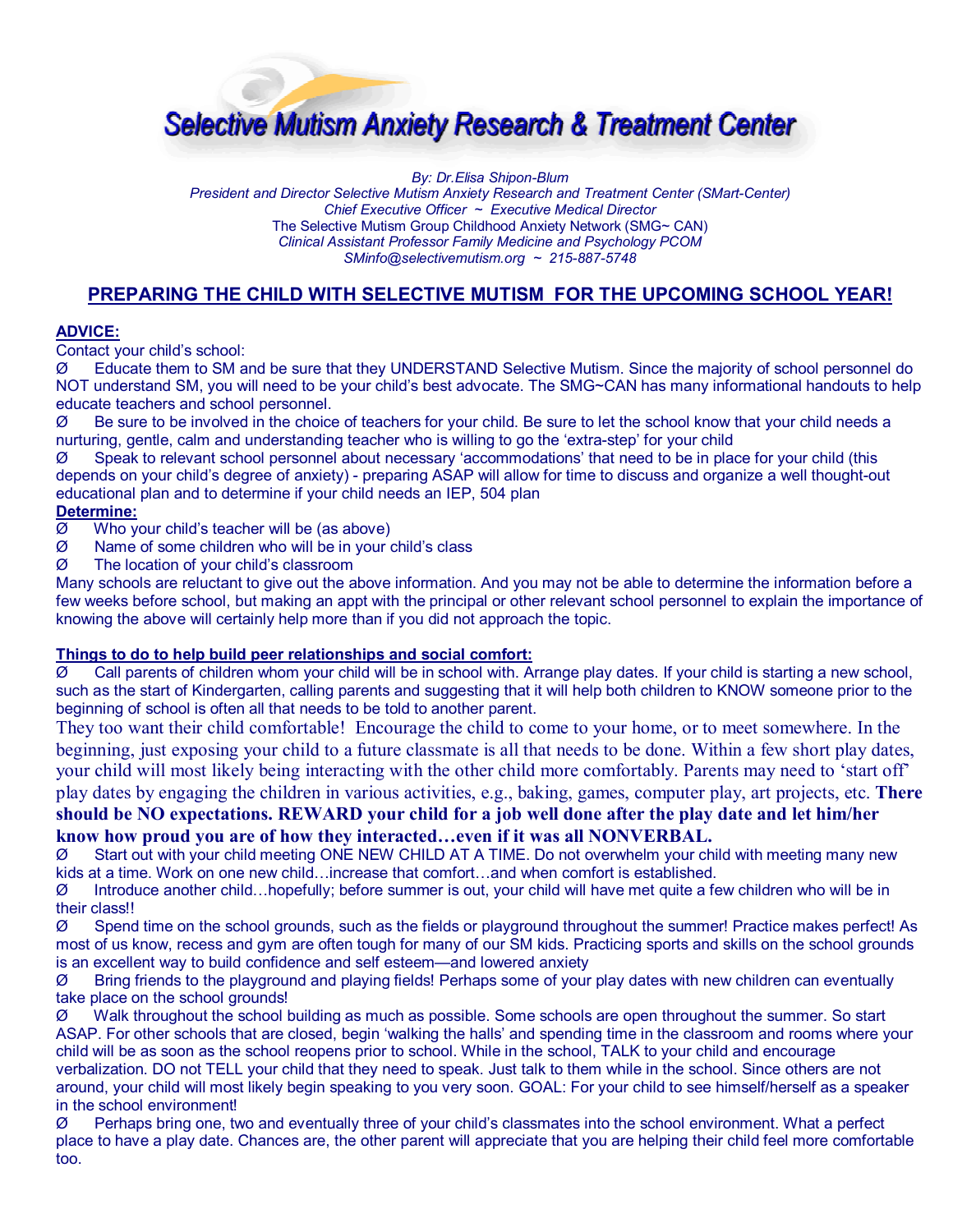# Selective Mutism Anxiety Research & Treatment Center

*By: Dr.Elisa Shipon-Blum*
*President and Director Selective Mutism Anxiety Research and Treatment Center (SMart-Center)*
*Chief Executive Officer ~ Executive Medical Director*
The Selective Mutism Group Childhood Anxiety Network (SMG~ CAN)
*Clinical Assistant Professor Family Medicine and Psychology PCOM*
*SMinfo@selectivemutism.org ~ 215-887-5748*

## PREPARING THE CHILD WITH SELECTIVE MUTISM FOR THE UPCOMING SCHOOL YEAR!

**ADVICE:**

Contact your child's school:

- Educate them to SM and be sure that they UNDERSTAND Selective Mutism. Since the majority of school personnel do NOT understand SM, you will need to be your child's best advocate. The SMG~CAN has many informational handouts to help educate teachers and school personnel.
- Be sure to be involved in the choice of teachers for your child. Be sure to let the school know that your child needs a nurturing, gentle, calm and understanding teacher who is willing to go the 'extra-step' for your child
- Speak to relevant school personnel about necessary 'accommodations' that need to be in place for your child (this depends on your child's degree of anxiety) - preparing ASAP will allow for time to discuss and organize a well thought-out educational plan and to determine if your child needs an IEP, 504 plan

**Determine:**

- Who your child's teacher will be (as above)
- Name of some children who will be in your child's class
- The location of your child's classroom

Many schools are reluctant to give out the above information. And you may not be able to determine the information before a few weeks before school, but making an appt with the principal or other relevant school personnel to explain the importance of knowing the above will certainly help more than if you did not approach the topic.

**Things to do to help build peer relationships and social comfort:**

- Call parents of children whom your child will be in school with. Arrange play dates. If your child is starting a new school, such as the start of Kindergarten, calling parents and suggesting that it will help both children to KNOW someone prior to the beginning of school is often all that needs to be told to another parent.

They too want their child comfortable! Encourage the child to come to your home, or to meet somewhere. In the beginning, just exposing your child to a future classmate is all that needs to be done. Within a few short play dates, your child will most likely being interacting with the other child more comfortably. Parents may need to 'start off' play dates by engaging the children in various activities, e.g., baking, games, computer play, art projects, etc. **There should be NO expectations. REWARD your child for a job well done after the play date and let him/her know how proud you are of how they interacted…even if it was all NONVERBAL.**

- Start out with your child meeting ONE NEW CHILD AT A TIME. Do not overwhelm your child with meeting many new kids at a time. Work on one new child…increase that comfort…and when comfort is established.
- Introduce another child…hopefully; before summer is out, your child will have met quite a few children who will be in their class!!
- Spend time on the school grounds, such as the fields or playground throughout the summer! Practice makes perfect! As most of us know, recess and gym are often tough for many of our SM kids. Practicing sports and skills on the school grounds is an excellent way to build confidence and self esteem—and lowered anxiety
- Bring friends to the playground and playing fields! Perhaps some of your play dates with new children can eventually take place on the school grounds!
- Walk throughout the school building as much as possible. Some schools are open throughout the summer. So start ASAP. For other schools that are closed, begin 'walking the halls' and spending time in the classroom and rooms where your child will be as soon as the school reopens prior to school. While in the school, TALK to your child and encourage verbalization. DO not TELL your child that they need to speak. Just talk to them while in the school. Since others are not around, your child will most likely begin speaking to you very soon. GOAL: For your child to see himself/herself as a speaker in the school environment!
- Perhaps bring one, two and eventually three of your child's classmates into the school environment. What a perfect place to have a play date. Chances are, the other parent will appreciate that you are helping their child feel more comfortable too.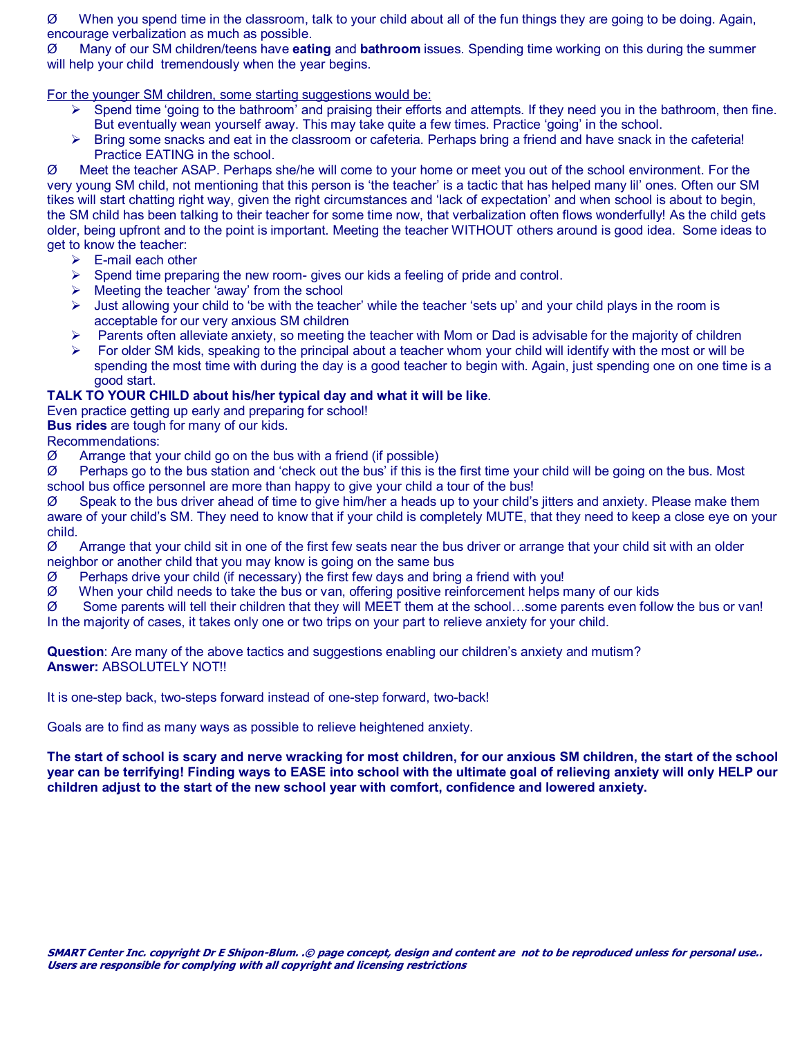- When you spend time in the classroom, talk to your child about all of the fun things they are going to be doing. Again, encourage verbalization as much as possible.
- Many of our SM children/teens have **eating** and **bathroom** issues. Spending time working on this during the summer will help your child tremendously when the year begins.

<u>For the younger SM children, some starting suggestions would be:</u>

- Spend time 'going to the bathroom' and praising their efforts and attempts. If they need you in the bathroom, then fine. But eventually wean yourself away. This may take quite a few times. Practice 'going' in the school.
- Bring some snacks and eat in the classroom or cafeteria. Perhaps bring a friend and have snack in the cafeteria! Practice EATING in the school.

- Meet the teacher ASAP. Perhaps she/he will come to your home or meet you out of the school environment. For the very young SM child, not mentioning that this person is 'the teacher' is a tactic that has helped many lil' ones. Often our SM tikes will start chatting right way, given the right circumstances and 'lack of expectation' and when school is about to begin, the SM child has been talking to their teacher for some time now, that verbalization often flows wonderfully! As the child gets older, being upfront and to the point is important. Meeting the teacher WITHOUT others around is good idea. Some ideas to get to know the teacher:
  - E-mail each other
  - Spend time preparing the new room- gives our kids a feeling of pride and control.
  - Meeting the teacher 'away' from the school
  - Just allowing your child to 'be with the teacher' while the teacher 'sets up' and your child plays in the room is acceptable for our very anxious SM children
  - Parents often alleviate anxiety, so meeting the teacher with Mom or Dad is advisable for the majority of children
  - For older SM kids, speaking to the principal about a teacher whom your child will identify with the most or will be spending the most time with during the day is a good teacher to begin with. Again, just spending one on one time is a good start.

**TALK TO YOUR CHILD about his/her typical day and what it will be like**.

Even practice getting up early and preparing for school!

**Bus rides** are tough for many of our kids.

Recommendations:

- Arrange that your child go on the bus with a friend (if possible)
- Perhaps go to the bus station and 'check out the bus' if this is the first time your child will be going on the bus. Most school bus office personnel are more than happy to give your child a tour of the bus!
- Speak to the bus driver ahead of time to give him/her a heads up to your child's jitters and anxiety. Please make them aware of your child's SM. They need to know that if your child is completely MUTE, that they need to keep a close eye on your child.
- Arrange that your child sit in one of the first few seats near the bus driver or arrange that your child sit with an older neighbor or another child that you may know is going on the same bus
- Perhaps drive your child (if necessary) the first few days and bring a friend with you!
- When your child needs to take the bus or van, offering positive reinforcement helps many of our kids
- Some parents will tell their children that they will MEET them at the school…some parents even follow the bus or van! In the majority of cases, it takes only one or two trips on your part to relieve anxiety for your child.

**Question**: Are many of the above tactics and suggestions enabling our children's anxiety and mutism?
**Answer:** ABSOLUTELY NOT!!

It is one-step back, two-steps forward instead of one-step forward, two-back!

Goals are to find as many ways as possible to relieve heightened anxiety.

**The start of school is scary and nerve wracking for most children, for our anxious SM children, the start of the school year can be terrifying! Finding ways to EASE into school with the ultimate goal of relieving anxiety will only HELP our children adjust to the start of the new school year with comfort, confidence and lowered anxiety.**

***SMART Center Inc. copyright Dr E Shipon-Blum. .© page concept, design and content are not to be reproduced unless for personal use.. Users are responsible for complying with all copyright and licensing restrictions***